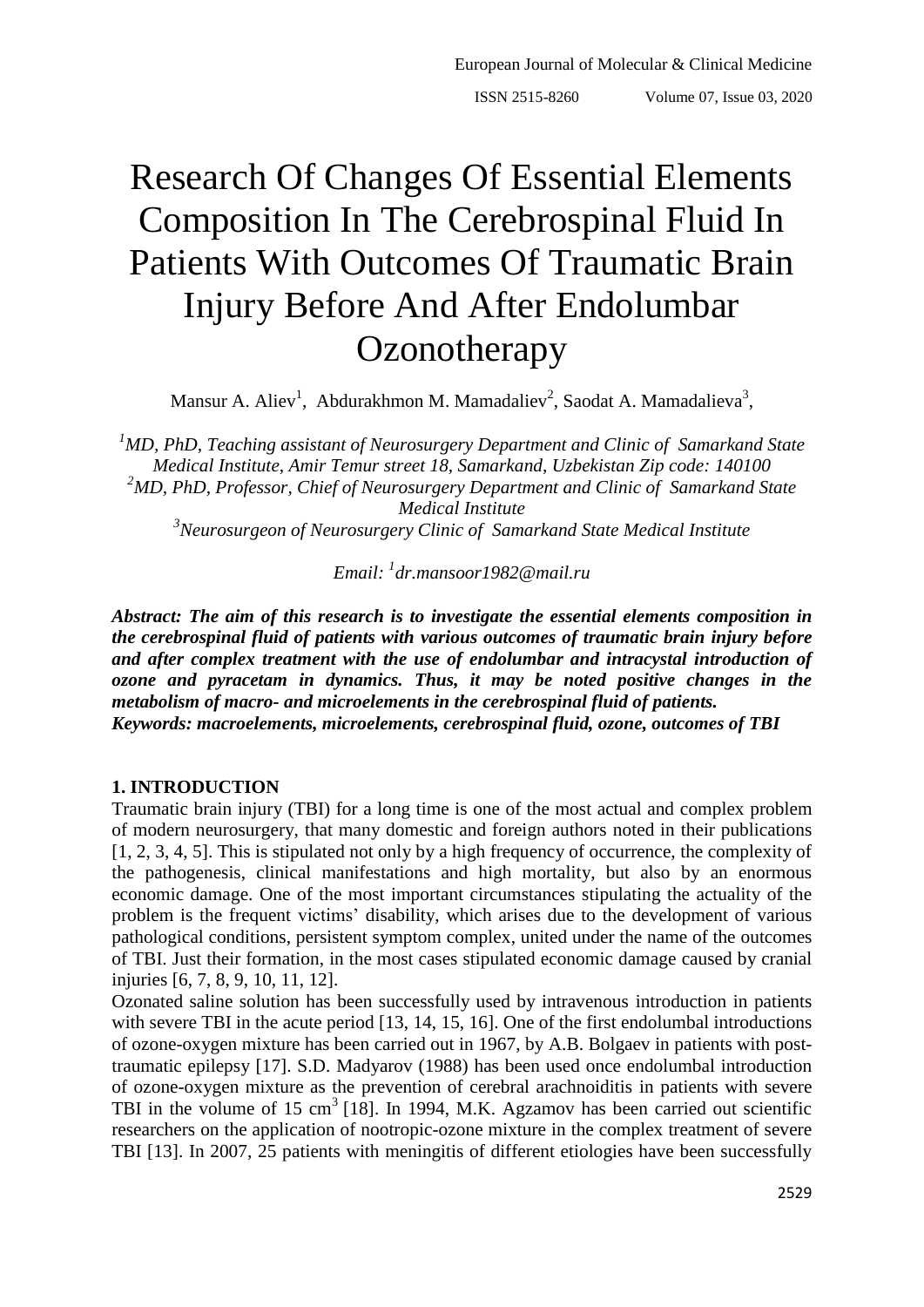# Research Of Changes Of Essential Elements Composition In The Cerebrospinal Fluid In Patients With Outcomes Of Traumatic Brain Injury Before And After Endolumbar Ozonotherapy

Mansur A. Aliev[1], Abdurakhmon M. Mamadaliev[2], Saodat A. Mamadalieva[3],

*[1]MD, PhD, Teaching assistant of Neurosurgery Department and Clinic of Samarkand State Medical Institute, Amir Temur street 18, Samarkand, Uzbekistan Zip code: 140100*
*[2]MD, PhD, Professor, Chief of Neurosurgery Department and Clinic of Samarkand State Medical Institute*
*[3]Neurosurgeon of Neurosurgery Clinic of Samarkand State Medical Institute*

*Email: [1]dr.mansoor1982@mail.ru*

***Abstract: The aim of this research is to investigate the essential elements composition in the cerebrospinal fluid of patients with various outcomes of traumatic brain injury before and after complex treatment with the use of endolumbar and intracystal introduction of ozone and pyracetam in dynamics. Thus, it may be noted positive changes in the metabolism of macro- and microelements in the cerebrospinal fluid of patients.***
***Keywords: macroelements, microelements, cerebrospinal fluid, ozone, outcomes of TBI***

## 1. INTRODUCTION

Traumatic brain injury (TBI) for a long time is one of the most actual and complex problem of modern neurosurgery, that many domestic and foreign authors noted in their publications [1, 2, 3, 4, 5]. This is stipulated not only by a high frequency of occurrence, the complexity of the pathogenesis, clinical manifestations and high mortality, but also by an enormous economic damage. One of the most important circumstances stipulating the actuality of the problem is the frequent victims' disability, which arises due to the development of various pathological conditions, persistent symptom complex, united under the name of the outcomes of TBI. Just their formation, in the most cases stipulated economic damage caused by cranial injuries [6, 7, 8, 9, 10, 11, 12].

Ozonated saline solution has been successfully used by intravenous introduction in patients with severe TBI in the acute period [13, 14, 15, 16]. One of the first endolumbal introductions of ozone-oxygen mixture has been carried out in 1967, by A.B. Bolgaev in patients with post-traumatic epilepsy [17]. S.D. Madyarov (1988) has been used once endolumbal introduction of ozone-oxygen mixture as the prevention of cerebral arachnoiditis in patients with severe TBI in the volume of 15 $cm^3$ [18]. In 1994, M.K. Agzamov has been carried out scientific researchers on the application of nootropic-ozone mixture in the complex treatment of severe TBI [13]. In 2007, 25 patients with meningitis of different etiologies have been successfully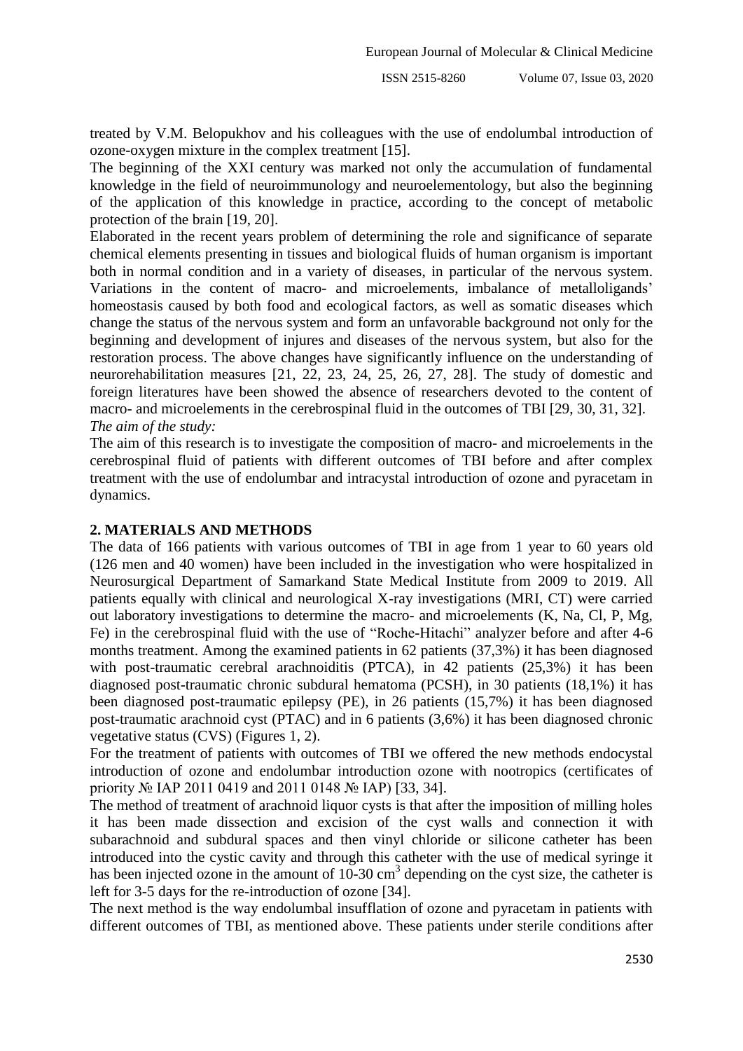treated by V.M. Belopukhov and his colleagues with the use of endolumbal introduction of ozone-oxygen mixture in the complex treatment [15].

The beginning of the XXI century was marked not only the accumulation of fundamental knowledge in the field of neuroimmunology and neuroelementology, but also the beginning of the application of this knowledge in practice, according to the concept of metabolic protection of the brain [19, 20].

Elaborated in the recent years problem of determining the role and significance of separate chemical elements presenting in tissues and biological fluids of human organism is important both in normal condition and in a variety of diseases, in particular of the nervous system. Variations in the content of macro- and microelements, imbalance of metalloligands' homeostasis caused by both food and ecological factors, as well as somatic diseases which change the status of the nervous system and form an unfavorable background not only for the beginning and development of injures and diseases of the nervous system, but also for the restoration process. The above changes have significantly influence on the understanding of neurorehabilitation measures [21, 22, 23, 24, 25, 26, 27, 28]. The study of domestic and foreign literatures have been showed the absence of researchers devoted to the content of macro- and microelements in the cerebrospinal fluid in the outcomes of TBI [29, 30, 31, 32].

*The aim of the study:*

The aim of this research is to investigate the composition of macro- and microelements in the cerebrospinal fluid of patients with different outcomes of TBI before and after complex treatment with the use of endolumbar and intracystal introduction of ozone and pyracetam in dynamics.

## 2. MATERIALS AND METHODS

The data of 166 patients with various outcomes of TBI in age from 1 year to 60 years old (126 men and 40 women) have been included in the investigation who were hospitalized in Neurosurgical Department of Samarkand State Medical Institute from 2009 to 2019. All patients equally with clinical and neurological X-ray investigations (MRI, CT) were carried out laboratory investigations to determine the macro- and microelements (K, Na, Cl, P, Mg, Fe) in the cerebrospinal fluid with the use of "Roche-Hitachi" analyzer before and after 4-6 months treatment. Among the examined patients in 62 patients (37,3%) it has been diagnosed with post-traumatic cerebral arachnoiditis (PTCA), in 42 patients (25,3%) it has been diagnosed post-traumatic chronic subdural hematoma (PCSH), in 30 patients (18,1%) it has been diagnosed post-traumatic epilepsy (PE), in 26 patients (15,7%) it has been diagnosed post-traumatic arachnoid cyst (PTAC) and in 6 patients (3,6%) it has been diagnosed chronic vegetative status (CVS) (Figures 1, 2).

For the treatment of patients with outcomes of TBI we offered the new methods endocystal introduction of ozone and endolumbar introduction ozone with nootropics (certificates of priority № IAP 2011 0419 and 2011 0148 № IAP) [33, 34].

The method of treatment of arachnoid liquor cysts is that after the imposition of milling holes it has been made dissection and excision of the cyst walls and connection it with subarachnoid and subdural spaces and then vinyl chloride or silicone catheter has been introduced into the cystic cavity and through this catheter with the use of medical syringe it has been injected ozone in the amount of 10-30 $cm^3$ depending on the cyst size, the catheter is left for 3-5 days for the re-introduction of ozone [34].

The next method is the way endolumbal insufflation of ozone and pyracetam in patients with different outcomes of TBI, as mentioned above. These patients under sterile conditions after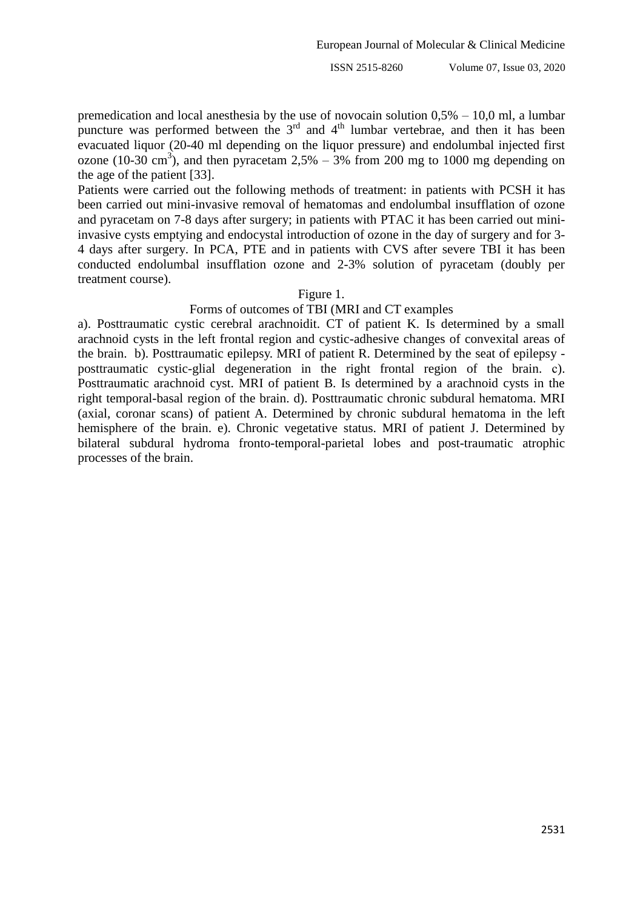premedication and local anesthesia by the use of novocain solution 0,5% – 10,0 ml, a lumbar puncture was performed between the 3rd and 4th lumbar vertebrae, and then it has been evacuated liquor (20-40 ml depending on the liquor pressure) and endolumbal injected first ozone (10-30 $cm^3$), and then pyracetam 2,5% – 3% from 200 mg to 1000 mg depending on the age of the patient [33].

Patients were carried out the following methods of treatment: in patients with PCSH it has been carried out mini-invasive removal of hematomas and endolumbal insufflation of ozone and pyracetam on 7-8 days after surgery; in patients with PTAC it has been carried out mini-invasive cysts emptying and endocystal introduction of ozone in the day of surgery and for 3-4 days after surgery. In PCA, PTE and in patients with CVS after severe TBI it has been conducted endolumbal insufflation ozone and 2-3% solution of pyracetam (doubly per treatment course).

Figure 1.

Forms of outcomes of TBI (MRI and CT examples

a). Posttraumatic cystic cerebral arachnoidit. CT of patient K. Is determined by a small arachnoid cysts in the left frontal region and cystic-adhesive changes of convexital areas of the brain. b). Posttraumatic epilepsy. MRI of patient R. Determined by the seat of epilepsy - posttraumatic cystic-glial degeneration in the right frontal region of the brain. c). Posttraumatic arachnoid cyst. MRI of patient B. Is determined by a arachnoid cysts in the right temporal-basal region of the brain. d). Posttraumatic chronic subdural hematoma. MRI (axial, coronar scans) of patient A. Determined by chronic subdural hematoma in the left hemisphere of the brain. e). Chronic vegetative status. MRI of patient J. Determined by bilateral subdural hydroma fronto-temporal-parietal lobes and post-traumatic atrophic processes of the brain.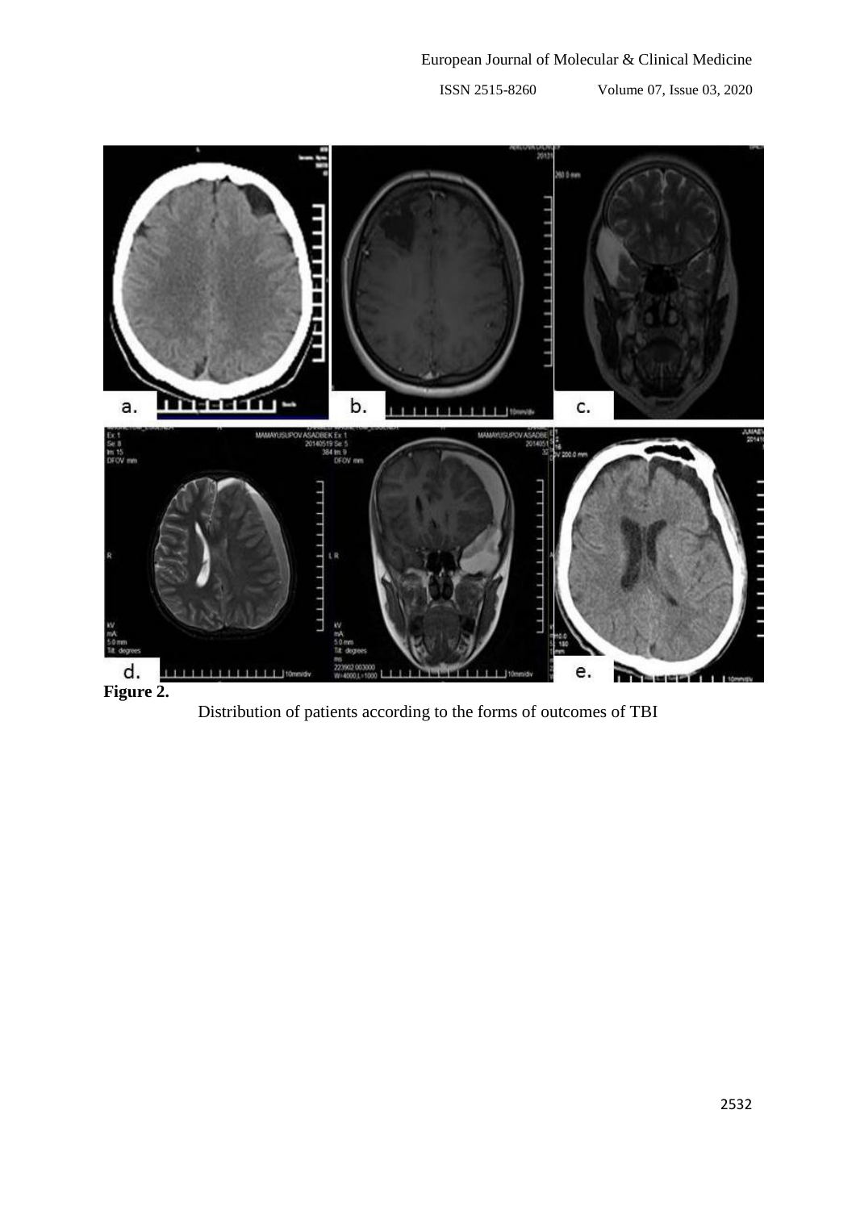**Figure 2.**

Distribution of patients according to the forms of outcomes of TBI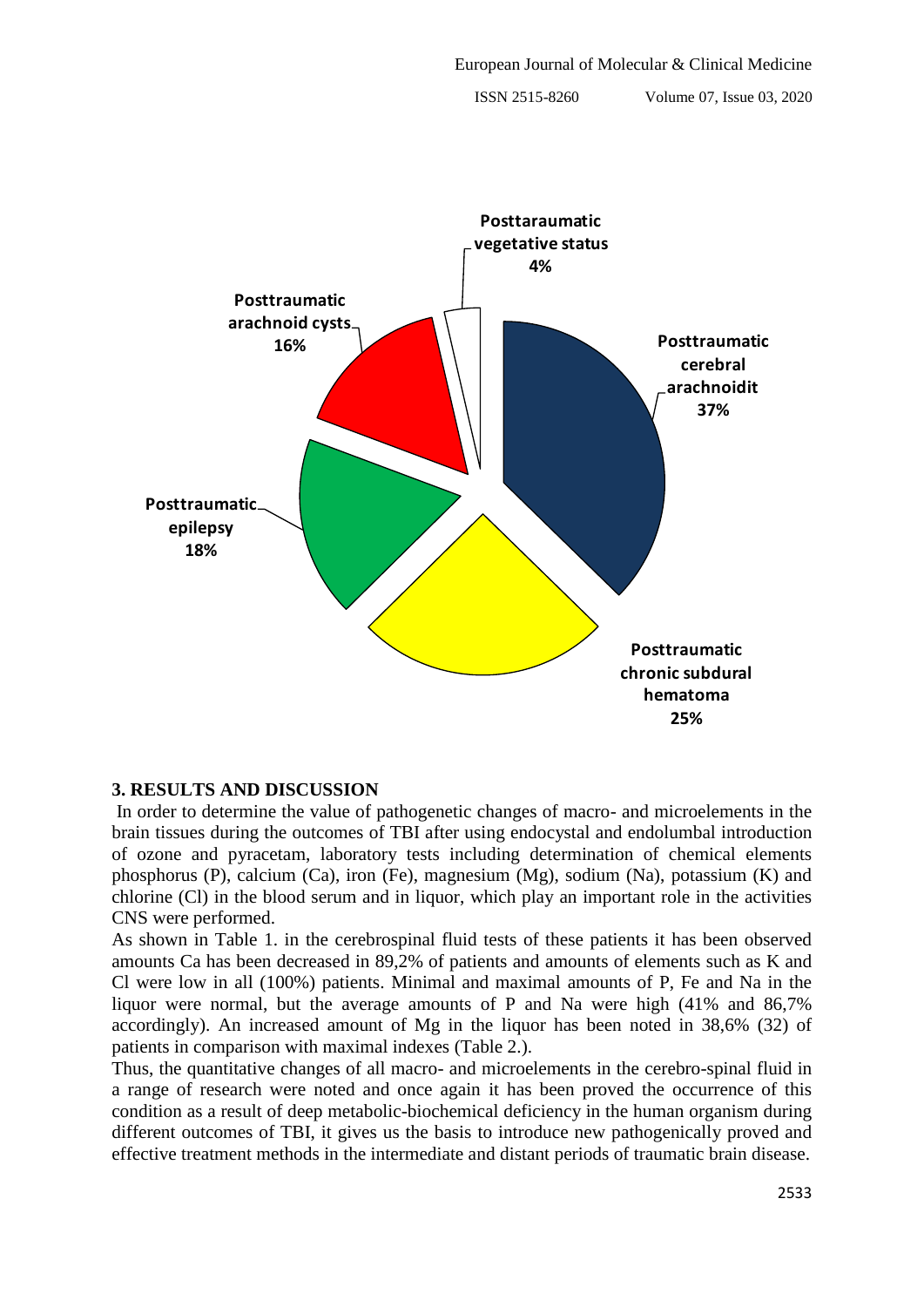Posttaraumatic vegetative status 4%

Posttraumatic arachnoid cysts 16%

Posttraumatic cerebral arachnoidit 37%

Posttraumatic epilepsy 18%

Posttraumatic chronic subdural hematoma 25%

## 3. RESULTS AND DISCUSSION

In order to determine the value of pathogenetic changes of macro- and microelements in the brain tissues during the outcomes of TBI after using endocystal and endolumbal introduction of ozone and pyracetam, laboratory tests including determination of chemical elements phosphorus (P), calcium (Ca), iron (Fe), magnesium (Mg), sodium (Na), potassium (K) and chlorine (Cl) in the blood serum and in liquor, which play an important role in the activities CNS were performed.

As shown in Table 1. in the cerebrospinal fluid tests of these patients it has been observed amounts Ca has been decreased in 89,2% of patients and amounts of elements such as K and Cl were low in all (100%) patients. Minimal and maximal amounts of P, Fe and Na in the liquor were normal, but the average amounts of P and Na were high (41% and 86,7% accordingly). An increased amount of Mg in the liquor has been noted in 38,6% (32) of patients in comparison with maximal indexes (Table 2.).

Thus, the quantitative changes of all macro- and microelements in the cerebro-spinal fluid in a range of research were noted and once again it has been proved the occurrence of this condition as a result of deep metabolic-biochemical deficiency in the human organism during different outcomes of TBI, it gives us the basis to introduce new pathogenically proved and effective treatment methods in the intermediate and distant periods of traumatic brain disease.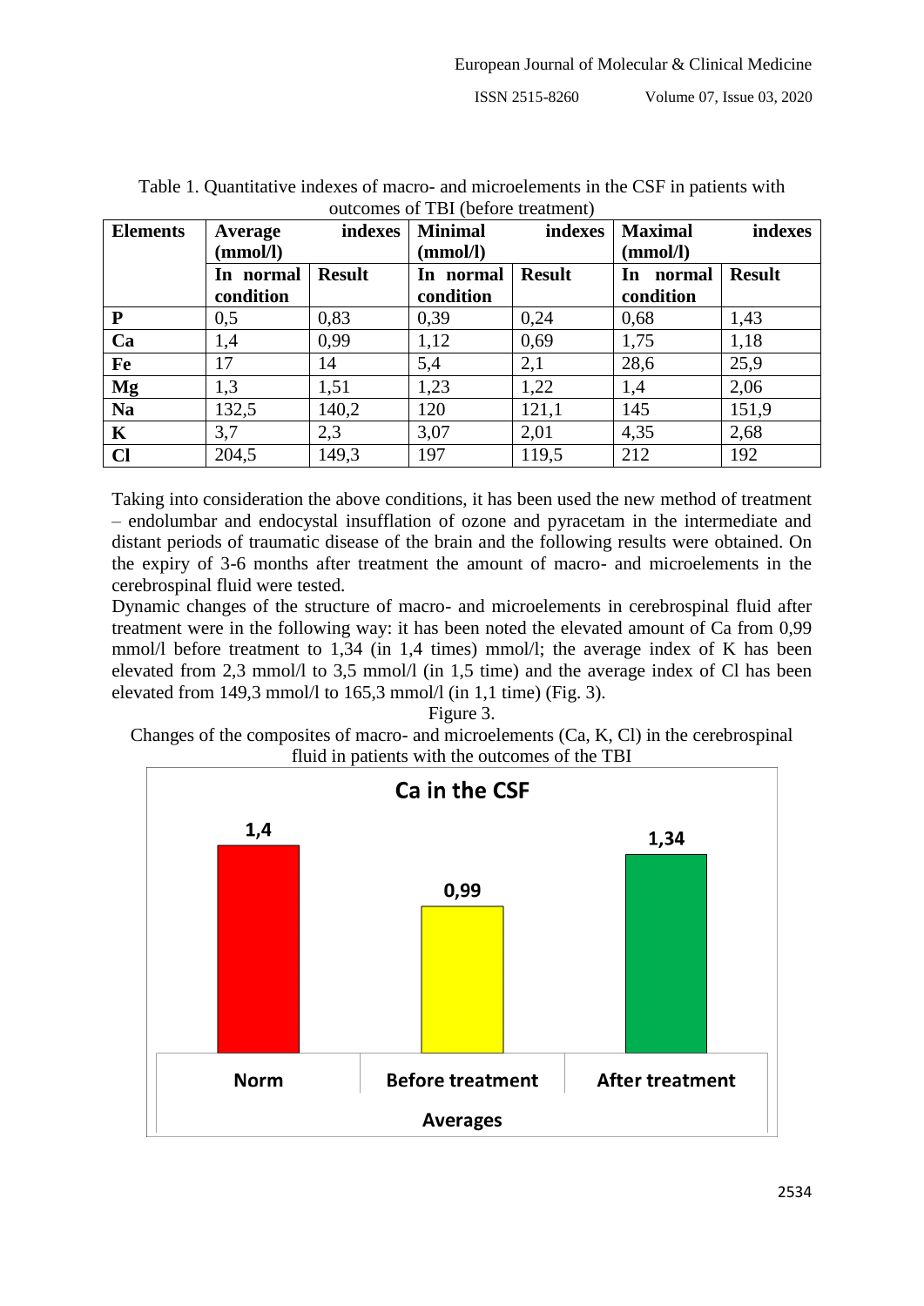Table 1. Quantitative indexes of macro- and microelements in the CSF in patients with outcomes of TBI (before treatment)

| Elements | Average indexes (mmol/l) | | Minimal indexes (mmol/l) | | Maximal indexes (mmol/l) | |
|---|---|---|---|---|---|---|
| | In normal condition | Result | In normal condition | Result | In normal condition | Result |
| **P** | 0,5 | 0,83 | 0,39 | 0,24 | 0,68 | 1,43 |
| **Ca** | 1,4 | 0,99 | 1,12 | 0,69 | 1,75 | 1,18 |
| **Fe** | 17 | 14 | 5,4 | 2,1 | 28,6 | 25,9 |
| **Mg** | 1,3 | 1,51 | 1,23 | 1,22 | 1,4 | 2,06 |
| **Na** | 132,5 | 140,2 | 120 | 121,1 | 145 | 151,9 |
| **K** | 3,7 | 2,3 | 3,07 | 2,01 | 4,35 | 2,68 |
| **Cl** | 204,5 | 149,3 | 197 | 119,5 | 212 | 192 |

Taking into consideration the above conditions, it has been used the new method of treatment – endolumbar and endocystal insufflation of ozone and pyracetam in the intermediate and distant periods of traumatic disease of the brain and the following results were obtained. On the expiry of 3-6 months after treatment the amount of macro- and microelements in the cerebrospinal fluid were tested.

Dynamic changes of the structure of macro- and microelements in cerebrospinal fluid after treatment were in the following way: it has been noted the elevated amount of Ca from 0,99 mmol/l before treatment to 1,34 (in 1,4 times) mmol/l; the average index of K has been elevated from 2,3 mmol/l to 3,5 mmol/l (in 1,5 time) and the average index of Cl has been elevated from 149,3 mmol/l to 165,3 mmol/l (in 1,1 time) (Fig. 3).

Figure 3.

Changes of the composites of macro- and microelements (Ca, K, Cl) in the cerebrospinal fluid in patients with the outcomes of the TBI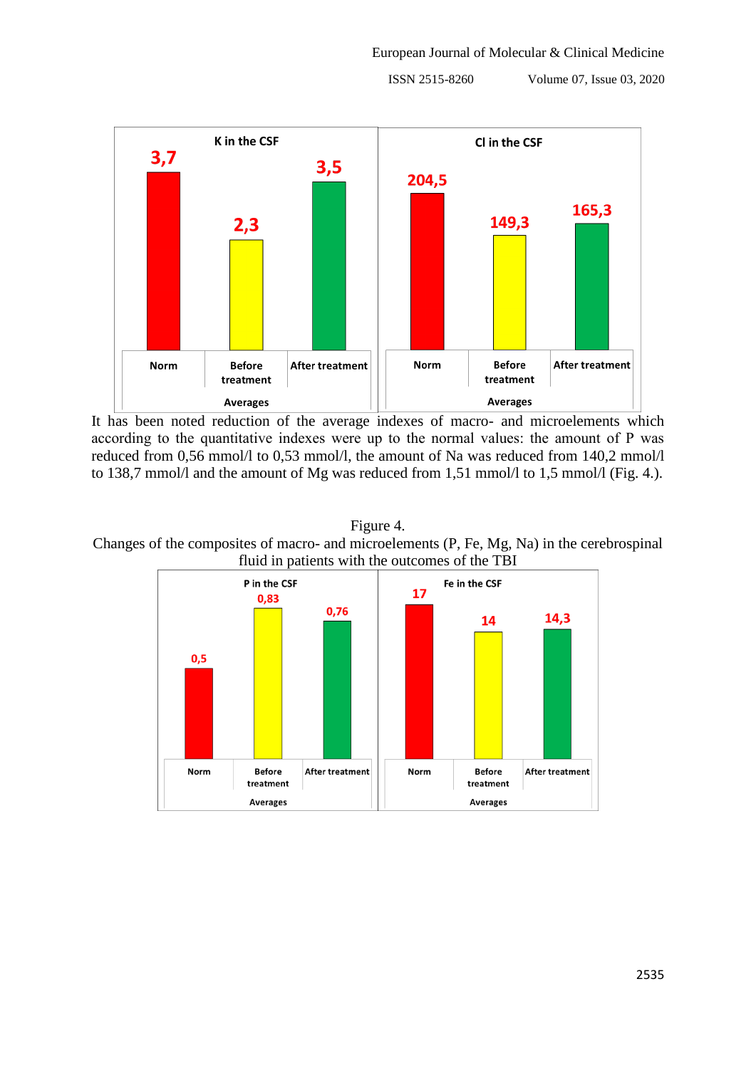| K in the CSF | | |
|---|---|---|
| Norm | Before treatment | After treatment |
| 3,7 | 2,3 | 3,5 |

| Cl in the CSF | | |
|---|---|---|
| Norm | Before treatment | After treatment |
| 204,5 | 149,3 | 165,3 |

It has been noted reduction of the average indexes of macro- and microelements which according to the quantitative indexes were up to the normal values: the amount of P was reduced from 0,56 mmol/l to 0,53 mmol/l, the amount of Na was reduced from 140,2 mmol/l to 138,7 mmol/l and the amount of Mg was reduced from 1,51 mmol/l to 1,5 mmol/l (Fig. 4.).

Figure 4.
Changes of the composites of macro- and microelements (P, Fe, Mg, Na) in the cerebrospinal fluid in patients with the outcomes of the TBI

| P in the CSF | | |
|---|---|---|
| Norm | Before treatment | After treatment |
| 0,5 | 0,83 | 0,76 |

| Fe in the CSF | | |
|---|---|---|
| Norm | Before treatment | After treatment |
| 17 | 14 | 14,3 |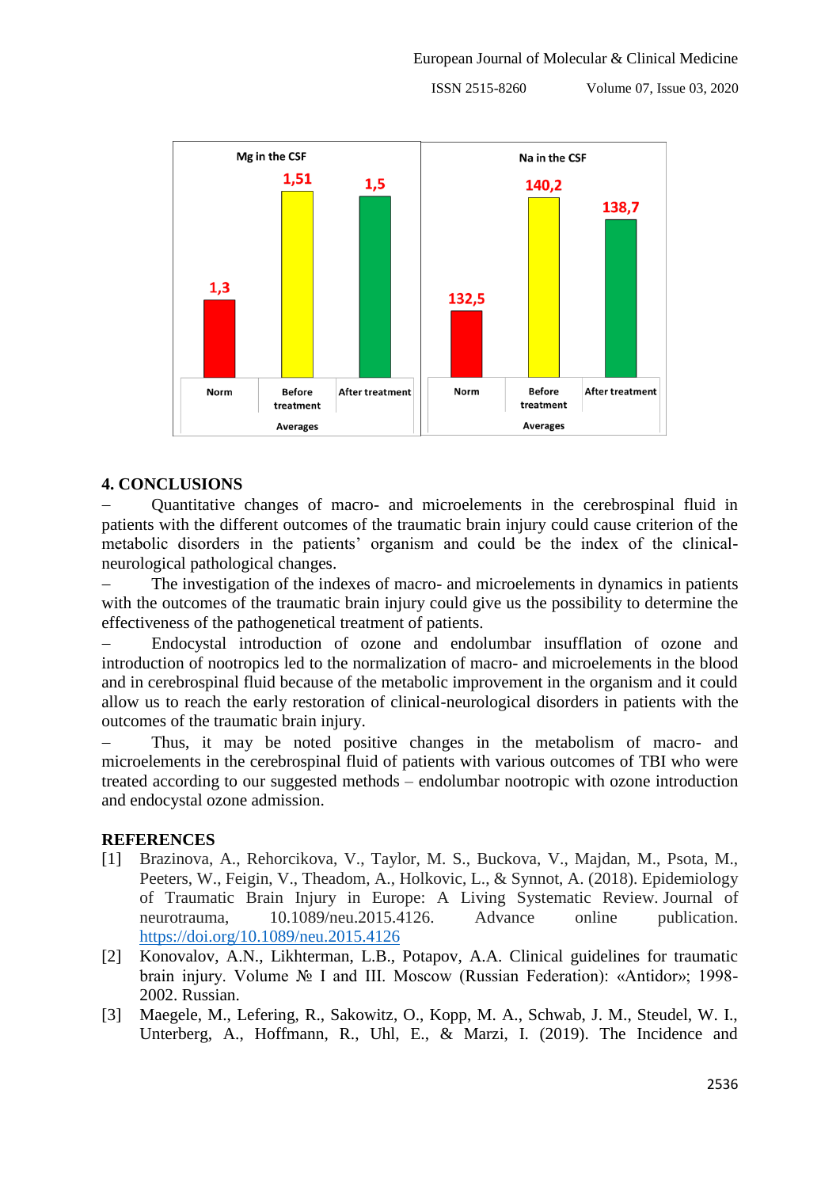| Mg in the CSF | | | Na in the CSF | | |
| --- | --- | --- | --- | --- | --- |
| Norm | Before treatment | After treatment | Norm | Before treatment | After treatment |
| 1,3 | 1,51 | 1,5 | 132,5 | 140,2 | 138,7 |

Averages

## 4. CONCLUSIONS

– Quantitative changes of macro- and microelements in the cerebrospinal fluid in patients with the different outcomes of the traumatic brain injury could cause criterion of the metabolic disorders in the patients' organism and could be the index of the clinical-neurological pathological changes.

– The investigation of the indexes of macro- and microelements in dynamics in patients with the outcomes of the traumatic brain injury could give us the possibility to determine the effectiveness of the pathogenetical treatment of patients.

– Endocystal introduction of ozone and endolumbar insufflation of ozone and introduction of nootropics led to the normalization of macro- and microelements in the blood and in cerebrospinal fluid because of the metabolic improvement in the organism and it could allow us to reach the early restoration of clinical-neurological disorders in patients with the outcomes of the traumatic brain injury.

– Thus, it may be noted positive changes in the metabolism of macro- and microelements in the cerebrospinal fluid of patients with various outcomes of TBI who were treated according to our suggested methods – endolumbar nootropic with ozone introduction and endocystal ozone admission.

## REFERENCES

[1] Brazinova, A., Rehorcikova, V., Taylor, M. S., Buckova, V., Majdan, M., Psota, M., Peeters, W., Feigin, V., Theadom, A., Holkovic, L., & Synnot, A. (2018). Epidemiology of Traumatic Brain Injury in Europe: A Living Systematic Review. Journal of neurotrauma, 10.1089/neu.2015.4126. Advance online publication. https://doi.org/10.1089/neu.2015.4126

[2] Konovalov, A.N., Likhterman, L.B., Potapov, A.A. Clinical guidelines for traumatic brain injury. Volume № I and III. Moscow (Russian Federation): «Antidor»; 1998-2002. Russian.

[3] Maegele, M., Lefering, R., Sakowitz, O., Kopp, M. A., Schwab, J. M., Steudel, W. I., Unterberg, A., Hoffmann, R., Uhl, E., & Marzi, I. (2019). The Incidence and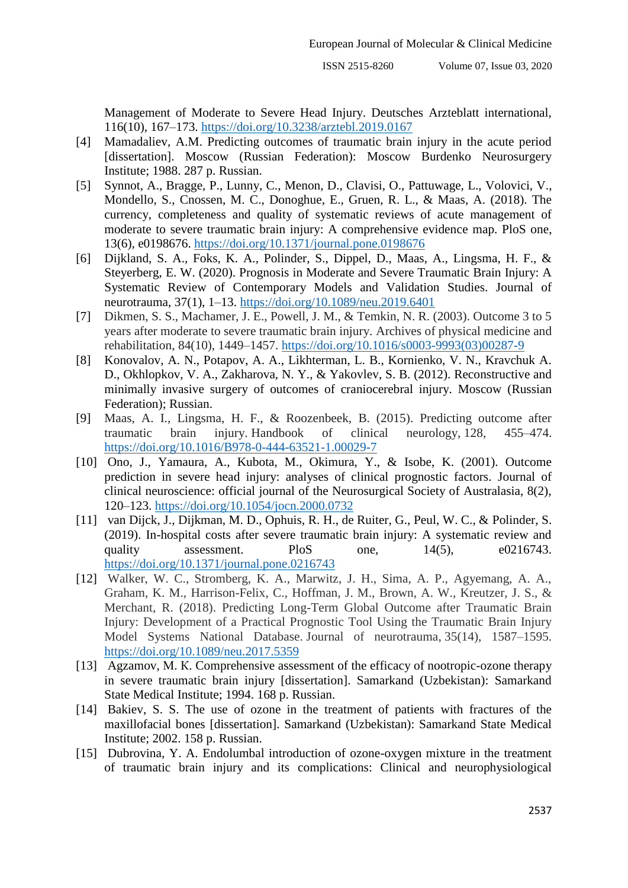Management of Moderate to Severe Head Injury. Deutsches Arzteblatt international, 116(10), 167–173. https://doi.org/10.3238/arztebl.2019.0167

[4] Mamadaliev, A.M. Predicting outcomes of traumatic brain injury in the acute period [dissertation]. Moscow (Russian Federation): Moscow Burdenko Neurosurgery Institute; 1988. 287 p. Russian.

[5] Synnot, A., Bragge, P., Lunny, C., Menon, D., Clavisi, O., Pattuwage, L., Volovici, V., Mondello, S., Cnossen, M. C., Donoghue, E., Gruen, R. L., & Maas, A. (2018). The currency, completeness and quality of systematic reviews of acute management of moderate to severe traumatic brain injury: A comprehensive evidence map. PloS one, 13(6), e0198676. https://doi.org/10.1371/journal.pone.0198676

[6] Dijkland, S. A., Foks, K. A., Polinder, S., Dippel, D., Maas, A., Lingsma, H. F., & Steyerberg, E. W. (2020). Prognosis in Moderate and Severe Traumatic Brain Injury: A Systematic Review of Contemporary Models and Validation Studies. Journal of neurotrauma, 37(1), 1–13. https://doi.org/10.1089/neu.2019.6401

[7] Dikmen, S. S., Machamer, J. E., Powell, J. M., & Temkin, N. R. (2003). Outcome 3 to 5 years after moderate to severe traumatic brain injury. Archives of physical medicine and rehabilitation, 84(10), 1449–1457. https://doi.org/10.1016/s0003-9993(03)00287-9

[8] Konovalov, A. N., Potapov, A. A., Likhterman, L. B., Kornienko, V. N., Kravchuk A. D., Okhlopkov, V. A., Zakharova, N. Y., & Yakovlev, S. B. (2012). Reconstructive and minimally invasive surgery of outcomes of craniocerebral injury. Moscow (Russian Federation); Russian.

[9] Maas, A. I., Lingsma, H. F., & Roozenbeek, B. (2015). Predicting outcome after traumatic brain injury. Handbook of clinical neurology, 128, 455–474. https://doi.org/10.1016/B978-0-444-63521-1.00029-7

[10] Ono, J., Yamaura, A., Kubota, M., Okimura, Y., & Isobe, K. (2001). Outcome prediction in severe head injury: analyses of clinical prognostic factors. Journal of clinical neuroscience: official journal of the Neurosurgical Society of Australasia, 8(2), 120–123. https://doi.org/10.1054/jocn.2000.0732

[11] van Dijck, J., Dijkman, M. D., Ophuis, R. H., de Ruiter, G., Peul, W. C., & Polinder, S. (2019). In-hospital costs after severe traumatic brain injury: A systematic review and quality assessment. PloS one, 14(5), e0216743. https://doi.org/10.1371/journal.pone.0216743

[12] Walker, W. C., Stromberg, K. A., Marwitz, J. H., Sima, A. P., Agyemang, A. A., Graham, K. M., Harrison-Felix, C., Hoffman, J. M., Brown, A. W., Kreutzer, J. S., & Merchant, R. (2018). Predicting Long-Term Global Outcome after Traumatic Brain Injury: Development of a Practical Prognostic Tool Using the Traumatic Brain Injury Model Systems National Database. Journal of neurotrauma, 35(14), 1587–1595. https://doi.org/10.1089/neu.2017.5359

[13] Agzamov, M. K. Comprehensive assessment of the efficacy of nootropic-ozone therapy in severe traumatic brain injury [dissertation]. Samarkand (Uzbekistan): Samarkand State Medical Institute; 1994. 168 p. Russian.

[14] Bakiev, S. S. The use of ozone in the treatment of patients with fractures of the maxillofacial bones [dissertation]. Samarkand (Uzbekistan): Samarkand State Medical Institute; 2002. 158 p. Russian.

[15] Dubrovina, Y. A. Endolumbal introduction of ozone-oxygen mixture in the treatment of traumatic brain injury and its complications: Clinical and neurophysiological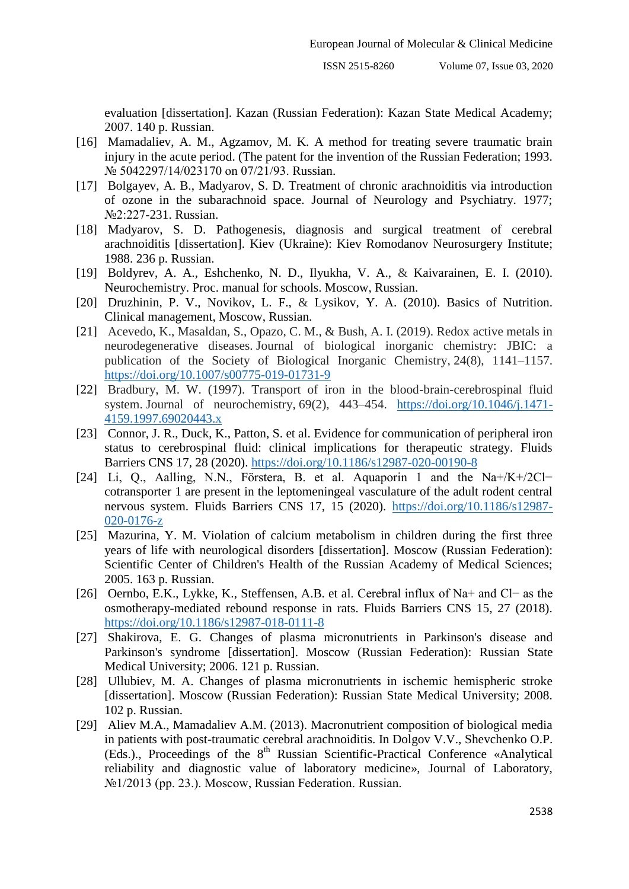evaluation [dissertation]. Kazan (Russian Federation): Kazan State Medical Academy; 2007. 140 p. Russian.

[16] Mamadaliev, A. M., Agzamov, M. K. A method for treating severe traumatic brain injury in the acute period. (The patent for the invention of the Russian Federation; 1993. № 5042297/14/023170 on 07/21/93. Russian.

[17] Bolgayev, A. B., Madyarov, S. D. Treatment of chronic arachnoiditis via introduction of ozone in the subarachnoid space. Journal of Neurology and Psychiatry. 1977; №2:227-231. Russian.

[18] Madyarov, S. D. Pathogenesis, diagnosis and surgical treatment of cerebral arachnoiditis [dissertation]. Kiev (Ukraine): Kiev Romodanov Neurosurgery Institute; 1988. 236 p. Russian.

[19] Boldyrev, A. A., Eshchenko, N. D., Ilyukha, V. A., & Kaivarainen, E. I. (2010). Neurochemistry. Proc. manual for schools. Moscow, Russian.

[20] Druzhinin, P. V., Novikov, L. F., & Lysikov, Y. A. (2010). Basics of Nutrition. Clinical management, Moscow, Russian.

[21] Acevedo, K., Masaldan, S., Opazo, C. M., & Bush, A. I. (2019). Redox active metals in neurodegenerative diseases. Journal of biological inorganic chemistry: JBIC: a publication of the Society of Biological Inorganic Chemistry, 24(8), 1141–1157. https://doi.org/10.1007/s00775-019-01731-9

[22] Bradbury, M. W. (1997). Transport of iron in the blood-brain-cerebrospinal fluid system. Journal of neurochemistry, 69(2), 443–454. https://doi.org/10.1046/j.1471-4159.1997.69020443.x

[23] Connor, J. R., Duck, K., Patton, S. et al. Evidence for communication of peripheral iron status to cerebrospinal fluid: clinical implications for therapeutic strategy. Fluids Barriers CNS 17, 28 (2020). https://doi.org/10.1186/s12987-020-00190-8

[24] Li, Q., Aalling, N.N., Förstera, B. et al. Aquaporin 1 and the $Na^+/K^+/2Cl^-$ cotransporter 1 are present in the leptomeningeal vasculature of the adult rodent central nervous system. Fluids Barriers CNS 17, 15 (2020). https://doi.org/10.1186/s12987-020-0176-z

[25] Mazurina, Y. M. Violation of calcium metabolism in children during the first three years of life with neurological disorders [dissertation]. Moscow (Russian Federation): Scientific Center of Children's Health of the Russian Academy of Medical Sciences; 2005. 163 p. Russian.

[26] Oernbo, E.K., Lykke, K., Steffensen, A.B. et al. Cerebral influx of $Na^+$ and $Cl^-$ as the osmotherapy-mediated rebound response in rats. Fluids Barriers CNS 15, 27 (2018). https://doi.org/10.1186/s12987-018-0111-8

[27] Shakirova, E. G. Changes of plasma micronutrients in Parkinson's disease and Parkinson's syndrome [dissertation]. Moscow (Russian Federation): Russian State Medical University; 2006. 121 p. Russian.

[28] Ullubiev, M. A. Changes of plasma micronutrients in ischemic hemispheric stroke [dissertation]. Moscow (Russian Federation): Russian State Medical University; 2008. 102 p. Russian.

[29] Aliev M.A., Mamadaliev A.M. (2013). Macronutrient composition of biological media in patients with post-traumatic cerebral arachnoiditis. In Dolgov V.V., Shevchenko O.P. (Eds.)., Proceedings of the 8th Russian Scientific-Practical Conference «Analytical reliability and diagnostic value of laboratory medicine», Journal of Laboratory, №1/2013 (pp. 23.). Moscow, Russian Federation. Russian.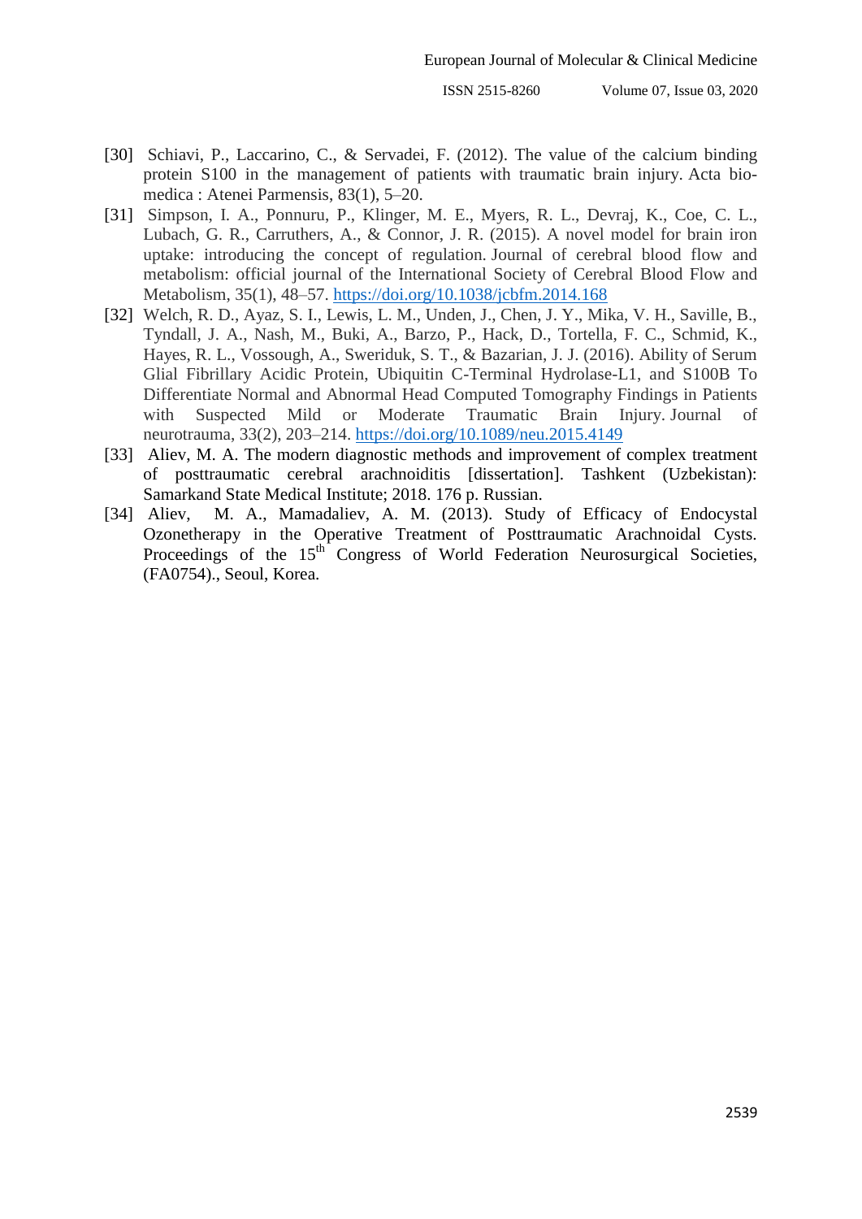[30] Schiavi, P., Laccarino, C., & Servadei, F. (2012). The value of the calcium binding protein S100 in the management of patients with traumatic brain injury. Acta bio-medica : Atenei Parmensis, 83(1), 5–20.

[31] Simpson, I. A., Ponnuru, P., Klinger, M. E., Myers, R. L., Devraj, K., Coe, C. L., Lubach, G. R., Carruthers, A., & Connor, J. R. (2015). A novel model for brain iron uptake: introducing the concept of regulation. Journal of cerebral blood flow and metabolism: official journal of the International Society of Cerebral Blood Flow and Metabolism, 35(1), 48–57. https://doi.org/10.1038/jcbfm.2014.168

[32] Welch, R. D., Ayaz, S. I., Lewis, L. M., Unden, J., Chen, J. Y., Mika, V. H., Saville, B., Tyndall, J. A., Nash, M., Buki, A., Barzo, P., Hack, D., Tortella, F. C., Schmid, K., Hayes, R. L., Vossough, A., Sweriduk, S. T., & Bazarian, J. J. (2016). Ability of Serum Glial Fibrillary Acidic Protein, Ubiquitin C-Terminal Hydrolase-L1, and S100B To Differentiate Normal and Abnormal Head Computed Tomography Findings in Patients with Suspected Mild or Moderate Traumatic Brain Injury. Journal of neurotrauma, 33(2), 203–214. https://doi.org/10.1089/neu.2015.4149

[33] Aliev, M. A. The modern diagnostic methods and improvement of complex treatment of posttraumatic cerebral arachnoiditis [dissertation]. Tashkent (Uzbekistan): Samarkand State Medical Institute; 2018. 176 p. Russian.

[34] Aliev, M. A., Mamadaliev, A. M. (2013). Study of Efficacy of Endocystal Ozonetherapy in the Operative Treatment of Posttraumatic Arachnoidal Cysts. Proceedings of the 15th Congress of World Federation Neurosurgical Societies, (FA0754)., Seoul, Korea.